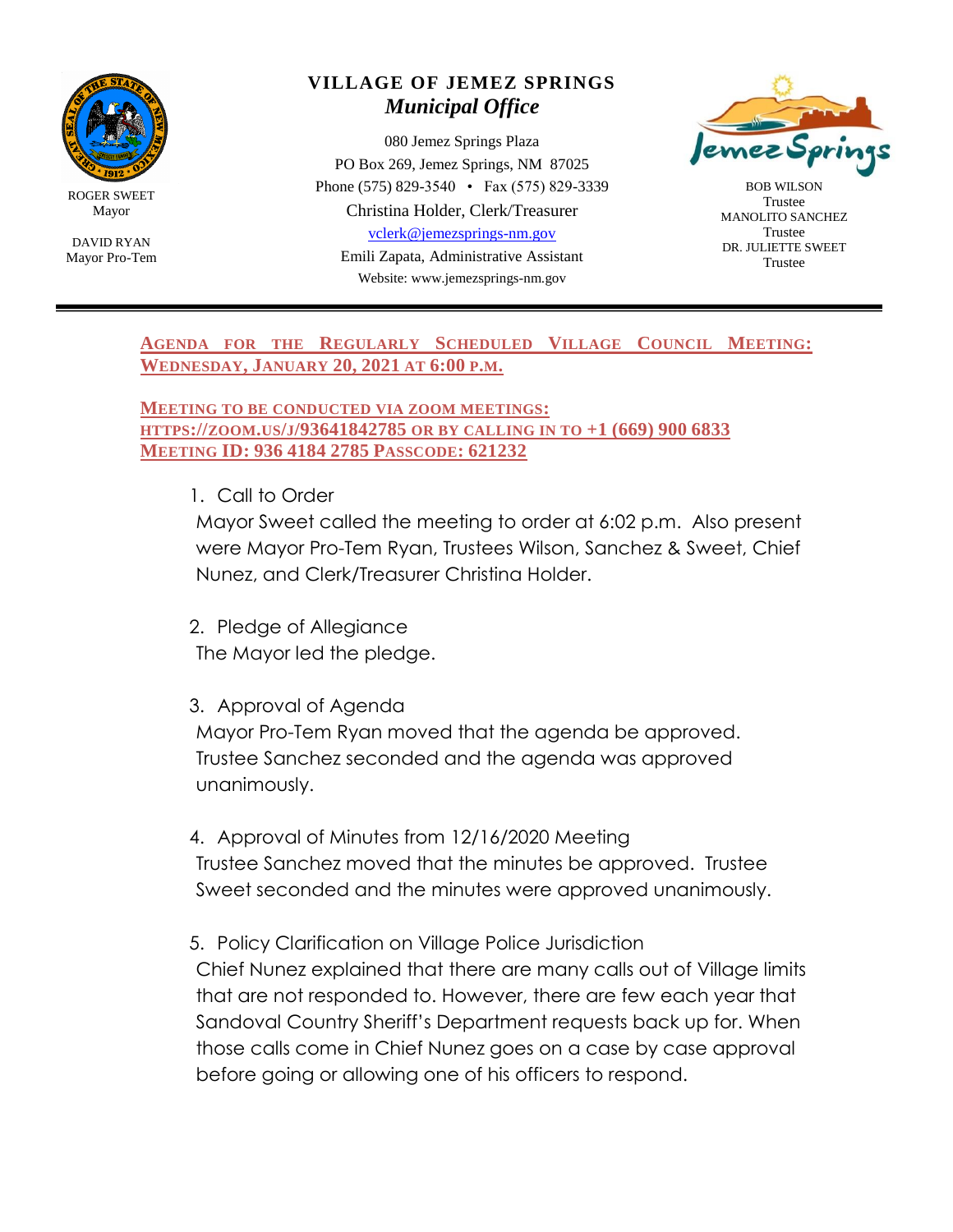# VILLAGE OF JEMEZ SPRINGS
## *Municipal Office*

080 Jemez Springs Plaza
PO Box 269, Jemez Springs, NM 87025
Phone (575) 829-3540 • Fax (575) 829-3339
Christina Holder, Clerk/Treasurer
vclerk@jemezsprings-nm.gov
Emili Zapata, Administrative Assistant
Website: www.jemezsprings-nm.gov

ROGER SWEET
Mayor

DAVID RYAN
Mayor Pro-Tem

BOB WILSON
Trustee
MANOLITO SANCHEZ
Trustee
DR. JULIETTE SWEET
Trustee

**AGENDA FOR THE REGULARLY SCHEDULED VILLAGE COUNCIL MEETING: WEDNESDAY, JANUARY 20, 2021 AT 6:00 P.M.**

**MEETING TO BE CONDUCTED VIA ZOOM MEETINGS: HTTPS://ZOOM.US/J/93641842785 OR BY CALLING IN TO +1 (669) 900 6833**
**MEETING ID: 936 4184 2785 PASSCODE: 621232**

1. Call to Order
   Mayor Sweet called the meeting to order at 6:02 p.m. Also present were Mayor Pro-Tem Ryan, Trustees Wilson, Sanchez & Sweet, Chief Nunez, and Clerk/Treasurer Christina Holder.

2. Pledge of Allegiance
   The Mayor led the pledge.

3. Approval of Agenda
   Mayor Pro-Tem Ryan moved that the agenda be approved. Trustee Sanchez seconded and the agenda was approved unanimously.

4. Approval of Minutes from 12/16/2020 Meeting
   Trustee Sanchez moved that the minutes be approved. Trustee Sweet seconded and the minutes were approved unanimously.

5. Policy Clarification on Village Police Jurisdiction
   Chief Nunez explained that there are many calls out of Village limits that are not responded to. However, there are few each year that Sandoval Country Sheriff's Department requests back up for. When those calls come in Chief Nunez goes on a case by case approval before going or allowing one of his officers to respond.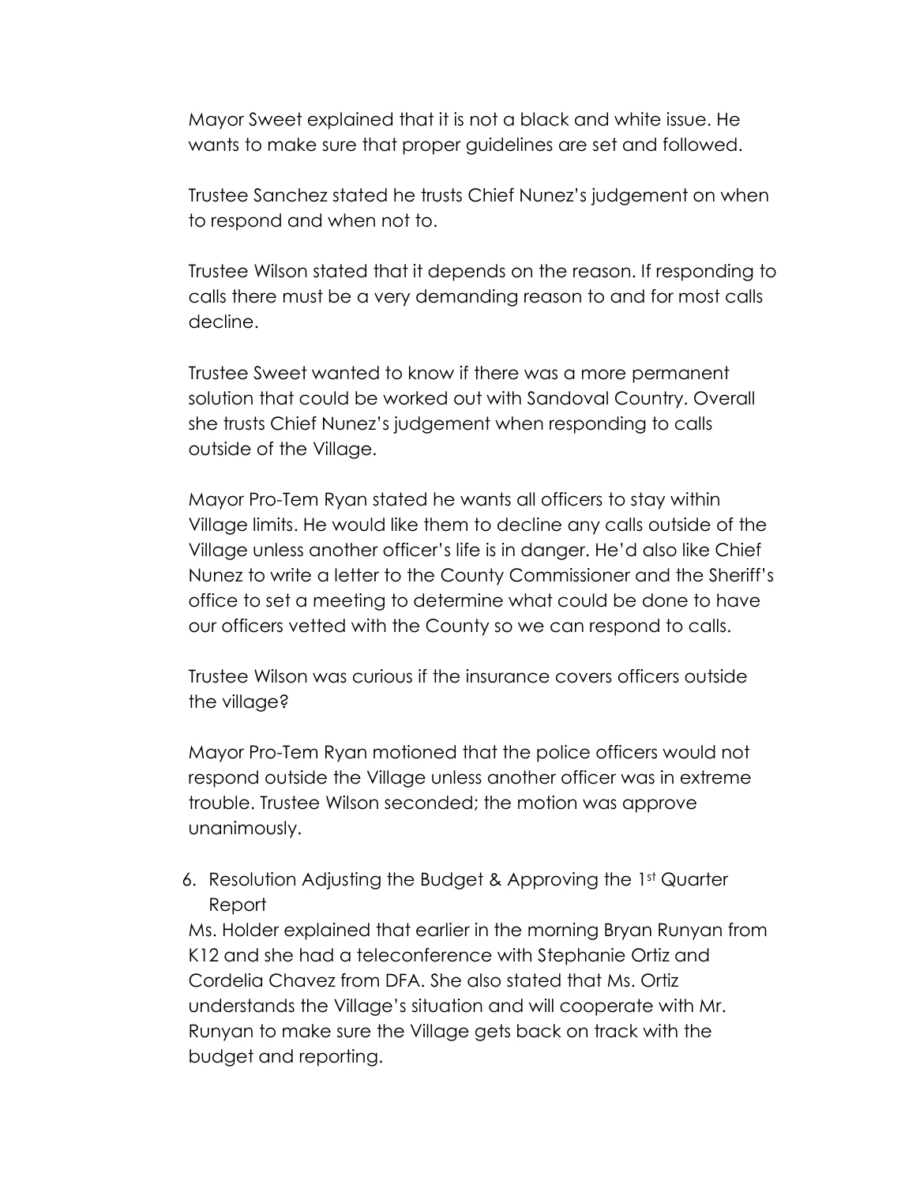Mayor Sweet explained that it is not a black and white issue. He wants to make sure that proper guidelines are set and followed.

Trustee Sanchez stated he trusts Chief Nunez's judgement on when to respond and when not to.

Trustee Wilson stated that it depends on the reason. If responding to calls there must be a very demanding reason to and for most calls decline.

Trustee Sweet wanted to know if there was a more permanent solution that could be worked out with Sandoval Country. Overall she trusts Chief Nunez's judgement when responding to calls outside of the Village.

Mayor Pro-Tem Ryan stated he wants all officers to stay within Village limits. He would like them to decline any calls outside of the Village unless another officer's life is in danger. He'd also like Chief Nunez to write a letter to the County Commissioner and the Sheriff's office to set a meeting to determine what could be done to have our officers vetted with the County so we can respond to calls.

Trustee Wilson was curious if the insurance covers officers outside the village?

Mayor Pro-Tem Ryan motioned that the police officers would not respond outside the Village unless another officer was in extreme trouble. Trustee Wilson seconded; the motion was approve unanimously.

6. Resolution Adjusting the Budget & Approving the 1st Quarter Report

Ms. Holder explained that earlier in the morning Bryan Runyan from K12 and she had a teleconference with Stephanie Ortiz and Cordelia Chavez from DFA. She also stated that Ms. Ortiz understands the Village's situation and will cooperate with Mr. Runyan to make sure the Village gets back on track with the budget and reporting.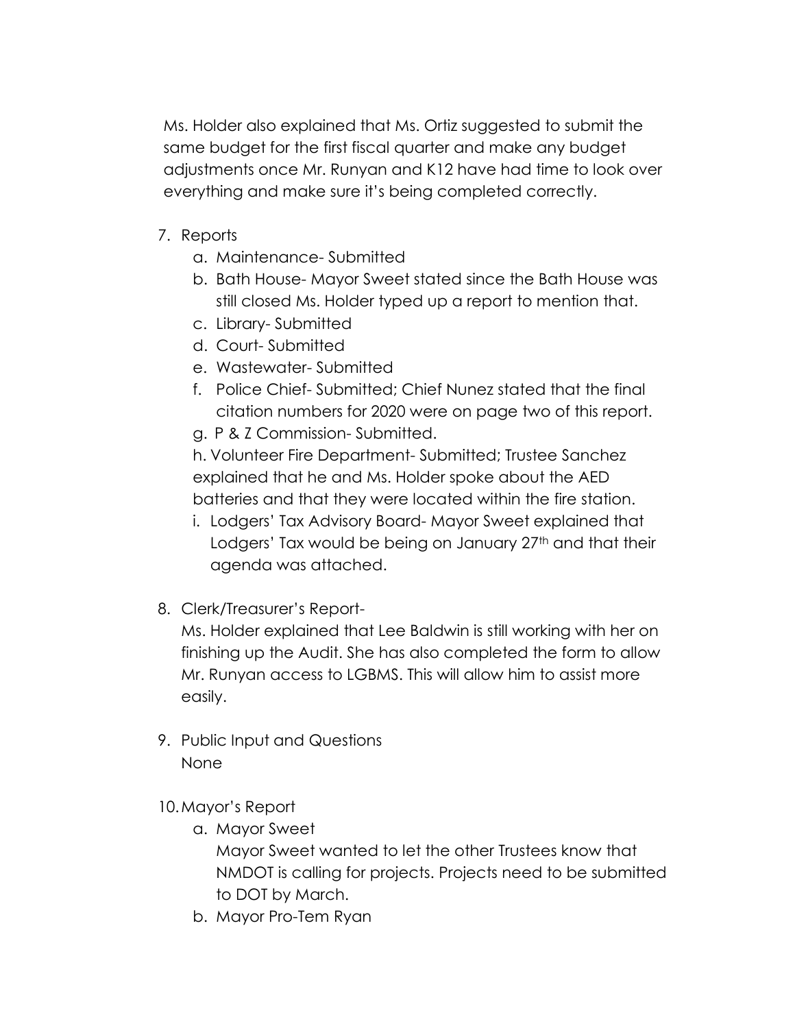Ms. Holder also explained that Ms. Ortiz suggested to submit the same budget for the first fiscal quarter and make any budget adjustments once Mr. Runyan and K12 have had time to look over everything and make sure it's being completed correctly.

7. Reports
   a. Maintenance- Submitted
   b. Bath House- Mayor Sweet stated since the Bath House was still closed Ms. Holder typed up a report to mention that.
   c. Library- Submitted
   d. Court- Submitted
   e. Wastewater- Submitted
   f. Police Chief- Submitted; Chief Nunez stated that the final citation numbers for 2020 were on page two of this report.
   g. P & Z Commission- Submitted.
   h. Volunteer Fire Department- Submitted; Trustee Sanchez explained that he and Ms. Holder spoke about the AED batteries and that they were located within the fire station.
   i. Lodgers' Tax Advisory Board- Mayor Sweet explained that Lodgers' Tax would be being on January 27th and that their agenda was attached.

8. Clerk/Treasurer's Report-

   Ms. Holder explained that Lee Baldwin is still working with her on finishing up the Audit. She has also completed the form to allow Mr. Runyan access to LGBMS. This will allow him to assist more easily.

9. Public Input and Questions

   None

10. Mayor's Report
    a. Mayor Sweet

       Mayor Sweet wanted to let the other Trustees know that NMDOT is calling for projects. Projects need to be submitted to DOT by March.
    b. Mayor Pro-Tem Ryan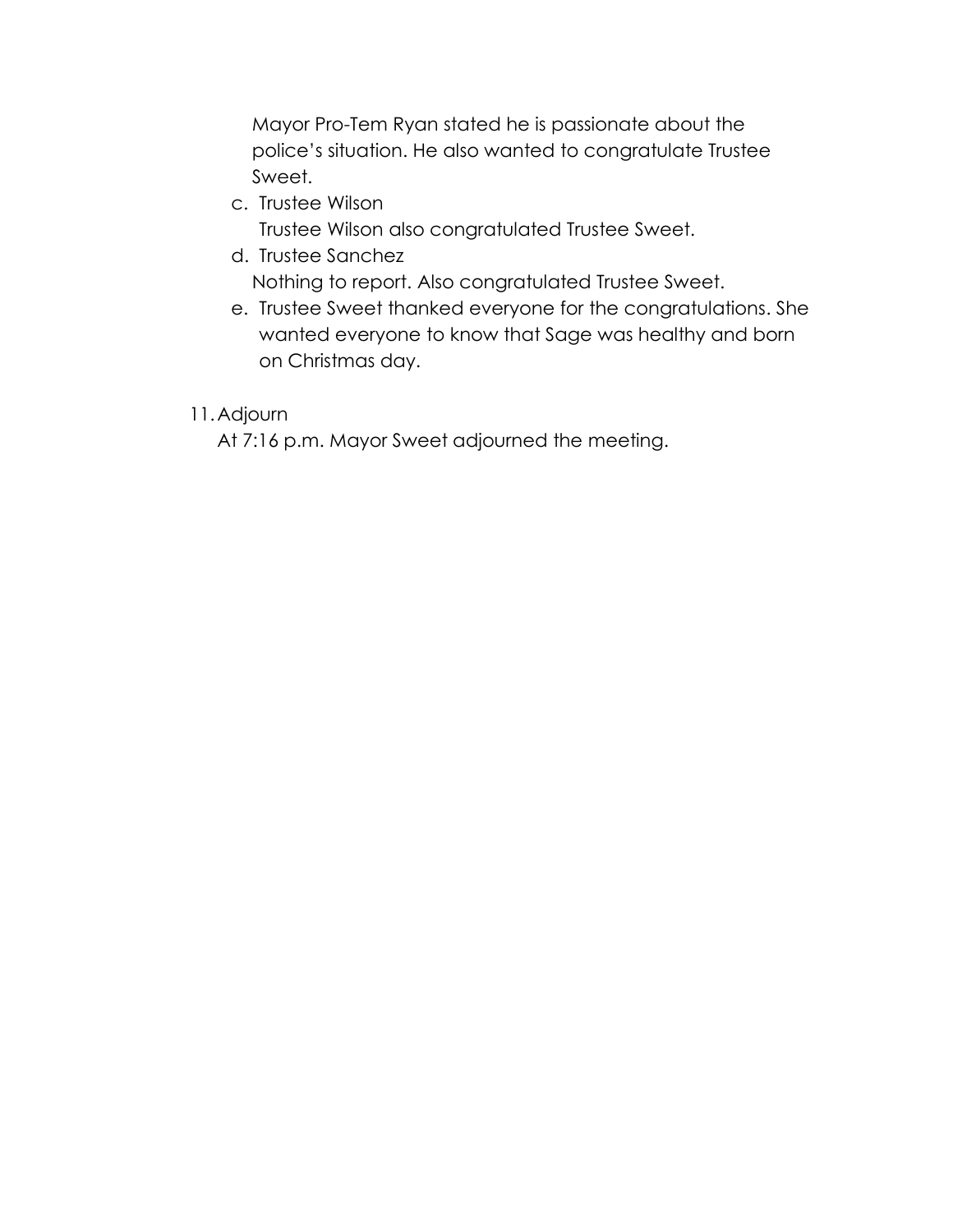Mayor Pro-Tem Ryan stated he is passionate about the police's situation. He also wanted to congratulate Trustee Sweet.

c. Trustee Wilson
   Trustee Wilson also congratulated Trustee Sweet.
d. Trustee Sanchez
   Nothing to report. Also congratulated Trustee Sweet.
e. Trustee Sweet thanked everyone for the congratulations. She wanted everyone to know that Sage was healthy and born on Christmas day.

11. Adjourn
    At 7:16 p.m. Mayor Sweet adjourned the meeting.